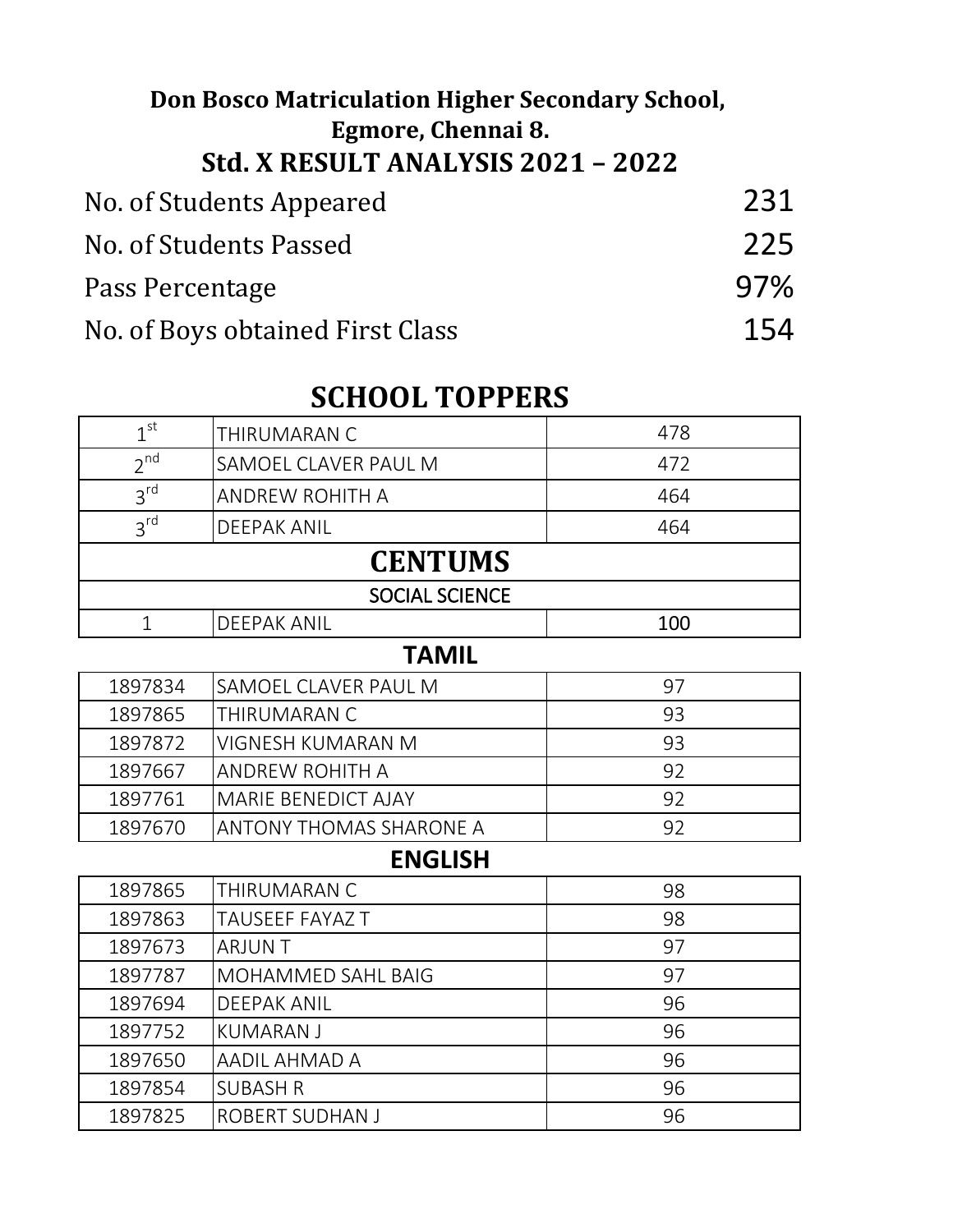**Don Bosco Matriculation Higher Secondary School,**
**Egmore, Chennai 8.**

# Std. X RESULT ANALYSIS 2021 – 2022

| | |
|---|---|
| No. of Students Appeared | 231 |
| No. of Students Passed | 225 |
| Pass Percentage | 97% |
| No. of Boys obtained First Class | 154 |

## SCHOOL TOPPERS

| | | |
|---|---|---|
| 1st | THIRUMARAN C | 478 |
| 2nd | SAMOEL CLAVER PAUL M | 472 |
| 3rd | ANDREW ROHITH A | 464 |
| 3rd | DEEPAK ANIL | 464 |

## CENTUMS

### SOCIAL SCIENCE

| | | |
|---|---|---|
| 1 | DEEPAK ANIL | 100 |

### TAMIL

| | | |
|---|---|---|
| 1897834 | SAMOEL CLAVER PAUL M | 97 |
| 1897865 | THIRUMARAN C | 93 |
| 1897872 | VIGNESH KUMARAN M | 93 |
| 1897667 | ANDREW ROHITH A | 92 |
| 1897761 | MARIE BENEDICT AJAY | 92 |
| 1897670 | ANTONY THOMAS SHARONE A | 92 |

### ENGLISH

| | | |
|---|---|---|
| 1897865 | THIRUMARAN C | 98 |
| 1897863 | TAUSEEF FAYAZ T | 98 |
| 1897673 | ARJUN T | 97 |
| 1897787 | MOHAMMED SAHL BAIG | 97 |
| 1897694 | DEEPAK ANIL | 96 |
| 1897752 | KUMARAN J | 96 |
| 1897650 | AADIL AHMAD A | 96 |
| 1897854 | SUBASH R | 96 |
| 1897825 | ROBERT SUDHAN J | 96 |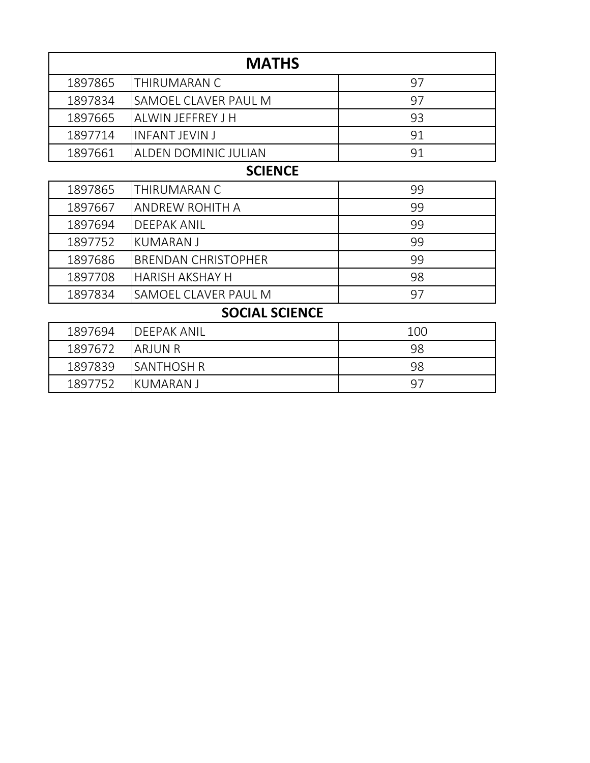## MATHS

| | | |
|---|---|---|
| 1897865 | THIRUMARAN C | 97 |
| 1897834 | SAMOEL CLAVER PAUL M | 97 |
| 1897665 | ALWIN JEFFREY J H | 93 |
| 1897714 | INFANT JEVIN J | 91 |
| 1897661 | ALDEN DOMINIC JULIAN | 91 |

## SCIENCE

| | | |
|---|---|---|
| 1897865 | THIRUMARAN C | 99 |
| 1897667 | ANDREW ROHITH A | 99 |
| 1897694 | DEEPAK ANIL | 99 |
| 1897752 | KUMARAN J | 99 |
| 1897686 | BRENDAN CHRISTOPHER | 99 |
| 1897708 | HARISH AKSHAY H | 98 |
| 1897834 | SAMOEL CLAVER PAUL M | 97 |

## SOCIAL SCIENCE

| | | |
|---|---|---|
| 1897694 | DEEPAK ANIL | 100 |
| 1897672 | ARJUN R | 98 |
| 1897839 | SANTHOSH R | 98 |
| 1897752 | KUMARAN J | 97 |